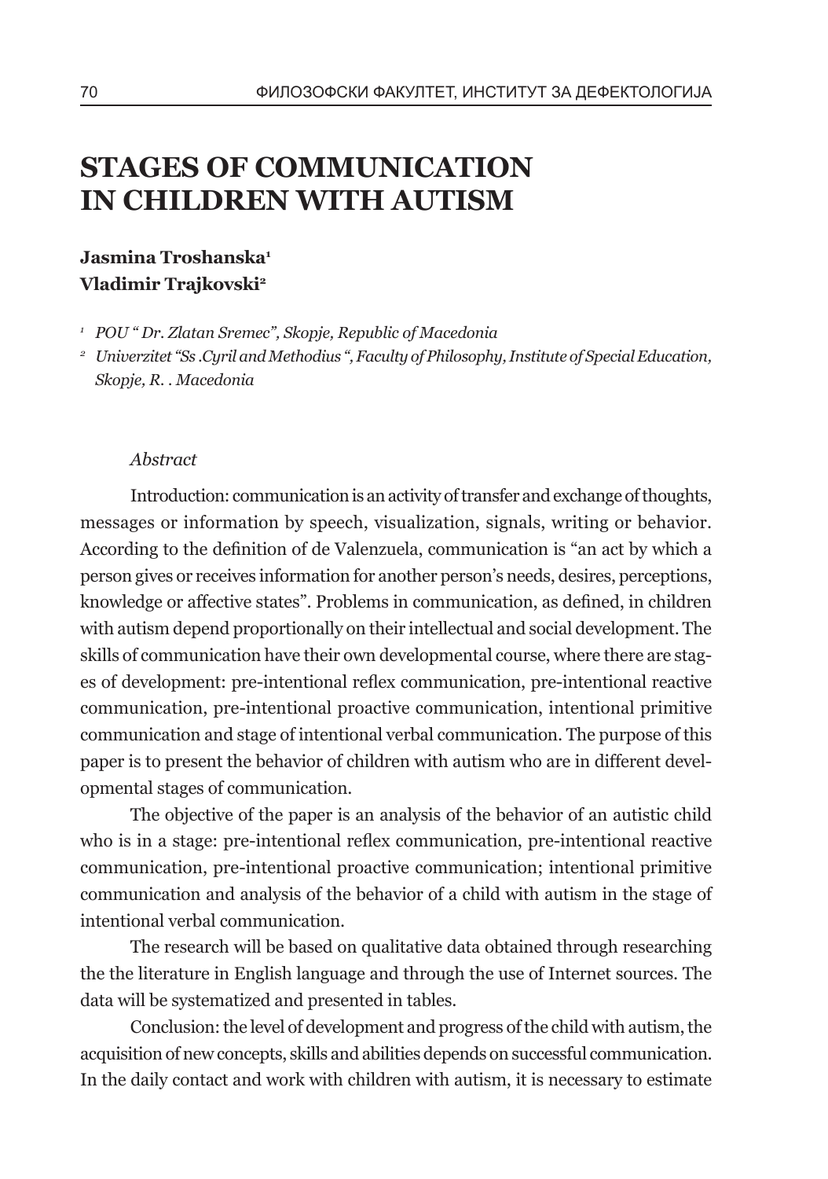# STAGES OF COMMUNICATION IN CHILDREN WITH AUTISM

**Jasmina Troshanska**[1]
**Vladimir Trajkovski**[2]

[1] *POU " Dr. Zlatan Sremec", Skopje, Republic of Macedonia*

[2] *Univerzitet "Ss .Cyril and Methodius ", Faculty of Philosophy, Institute of Special Education, Skopje, R. . Macedonia*

*Abstract*

Introduction: communication is an activity of transfer and exchange of thoughts, messages or information by speech, visualization, signals, writing or behavior. According to the definition of de Valenzuela, communication is "an act by which a person gives or receives information for another person's needs, desires, perceptions, knowledge or affective states". Problems in communication, as defined, in children with autism depend proportionally on their intellectual and social development. The skills of communication have their own developmental course, where there are stages of development: pre-intentional reflex communication, pre-intentional reactive communication, pre-intentional proactive communication, intentional primitive communication and stage of intentional verbal communication. The purpose of this paper is to present the behavior of children with autism who are in different developmental stages of communication.

The objective of the paper is an analysis of the behavior of an autistic child who is in a stage: pre-intentional reflex communication, pre-intentional reactive communication, pre-intentional proactive communication; intentional primitive communication and analysis of the behavior of a child with autism in the stage of intentional verbal communication.

The research will be based on qualitative data obtained through researching the the literature in English language and through the use of Internet sources. The data will be systematized and presented in tables.

Conclusion: the level of development and progress of the child with autism, the acquisition of new concepts, skills and abilities depends on successful communication. In the daily contact and work with children with autism, it is necessary to estimate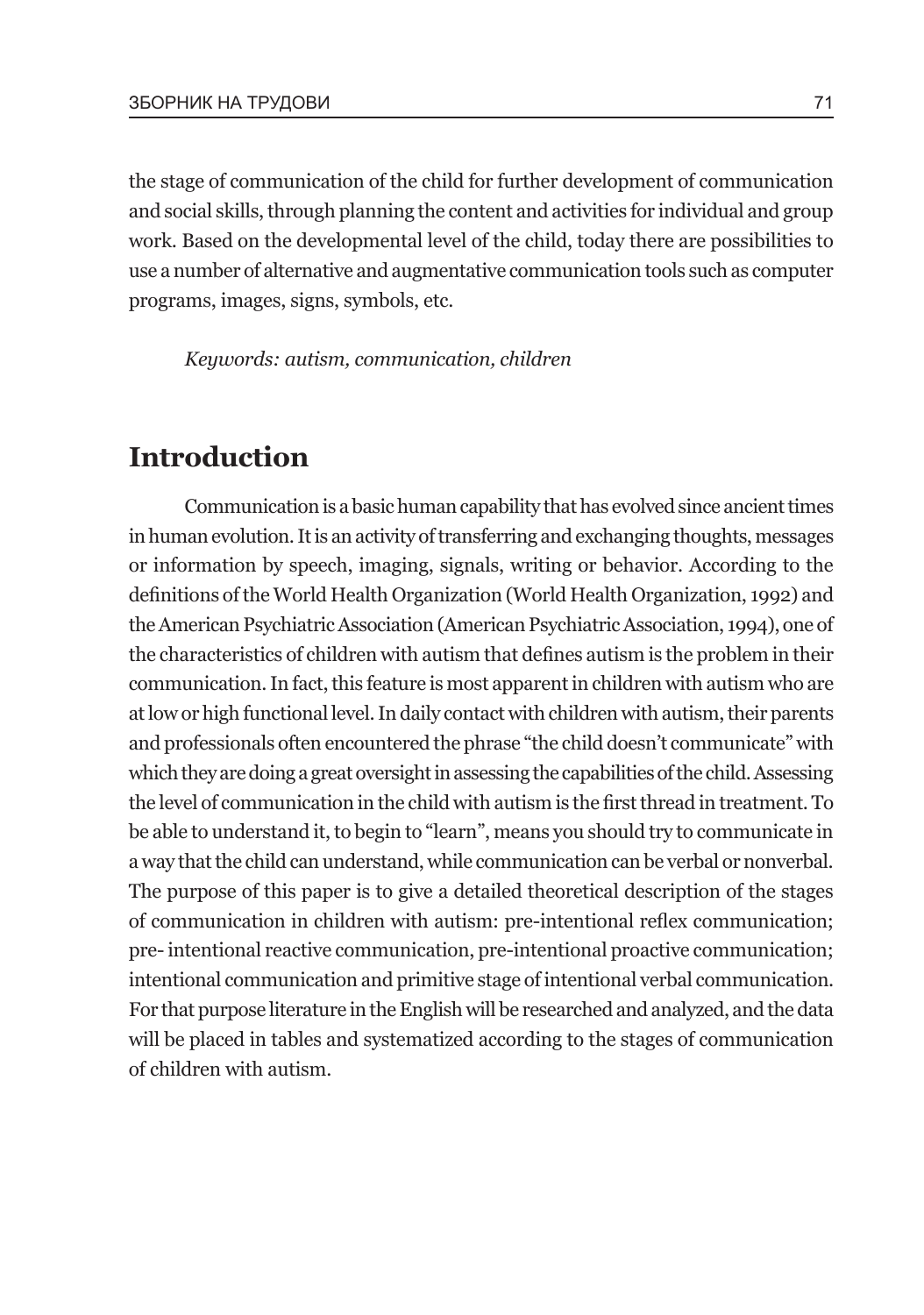the stage of communication of the child for further development of communication and social skills, through planning the content and activities for individual and group work. Based on the developmental level of the child, today there are possibilities to use a number of alternative and augmentative communication tools such as computer programs, images, signs, symbols, etc.

*Keywords: autism, communication, children*

## Introduction

Communication is a basic human capability that has evolved since ancient times in human evolution. It is an activity of transferring and exchanging thoughts, messages or information by speech, imaging, signals, writing or behavior. According to the definitions of the World Health Organization (World Health Organization, 1992) and the American Psychiatric Association (American Psychiatric Association, 1994), one of the characteristics of children with autism that defines autism is the problem in their communication. In fact, this feature is most apparent in children with autism who are at low or high functional level. In daily contact with children with autism, their parents and professionals often encountered the phrase "the child doesn't communicate" with which they are doing a great oversight in assessing the capabilities of the child. Assessing the level of communication in the child with autism is the first thread in treatment. To be able to understand it, to begin to "learn", means you should try to communicate in a way that the child can understand, while communication can be verbal or nonverbal. The purpose of this paper is to give a detailed theoretical description of the stages of communication in children with autism: pre-intentional reflex communication; pre- intentional reactive communication, pre-intentional proactive communication; intentional communication and primitive stage of intentional verbal communication. For that purpose literature in the English will be researched and analyzed, and the data will be placed in tables and systematized according to the stages of communication of children with autism.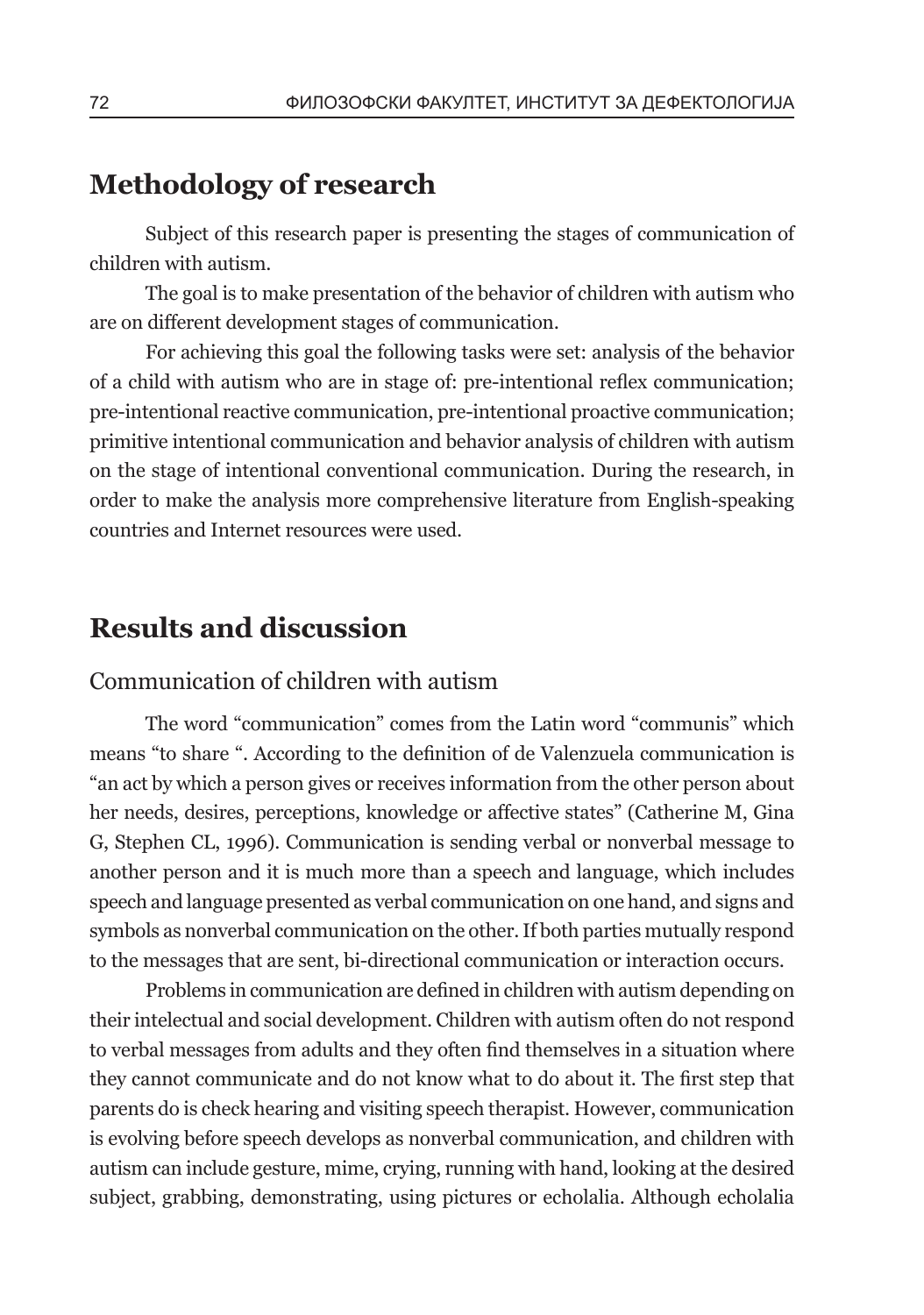## Methodology of research

Subject of this research paper is presenting the stages of communication of children with autism.

The goal is to make presentation of the behavior of children with autism who are on different development stages of communication.

For achieving this goal the following tasks were set: analysis of the behavior of a child with autism who are in stage of: pre-intentional reflex communication; pre-intentional reactive communication, pre-intentional proactive communication; primitive intentional communication and behavior analysis of children with autism on the stage of intentional conventional communication. During the research, in order to make the analysis more comprehensive literature from English-speaking countries and Internet resources were used.

## Results and discussion

### Communication of children with autism

The word "communication" comes from the Latin word "communis" which means "to share ". According to the definition of de Valenzuela communication is "an act by which a person gives or receives information from the other person about her needs, desires, perceptions, knowledge or affective states" (Catherine M, Gina G, Stephen CL, 1996). Communication is sending verbal or nonverbal message to another person and it is much more than a speech and language, which includes speech and language presented as verbal communication on one hand, and signs and symbols as nonverbal communication on the other. If both parties mutually respond to the messages that are sent, bi-directional communication or interaction occurs.

Problems in communication are defined in children with autism depending on their intelectual and social development. Children with autism often do not respond to verbal messages from adults and they often find themselves in a situation where they cannot communicate and do not know what to do about it. The first step that parents do is check hearing and visiting speech therapist. However, communication is evolving before speech develops as nonverbal communication, and children with autism can include gesture, mime, crying, running with hand, looking at the desired subject, grabbing, demonstrating, using pictures or echolalia. Although echolalia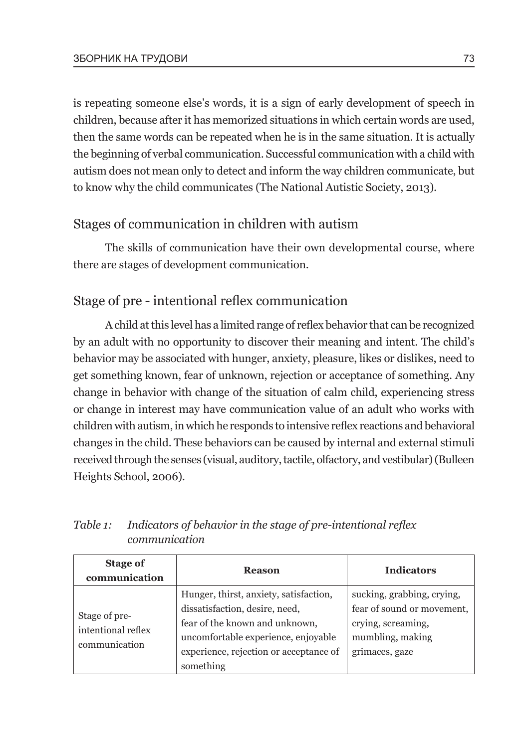is repeating someone else's words, it is a sign of early development of speech in children, because after it has memorized situations in which certain words are used, then the same words can be repeated when he is in the same situation. It is actually the beginning of verbal communication. Successful communication with a child with autism does not mean only to detect and inform the way children communicate, but to know why the child communicates (The National Autistic Society, 2013).

## Stages of communication in children with autism

The skills of communication have their own developmental course, where there are stages of development communication.

## Stage of pre - intentional reflex communication

A child at this level has a limited range of reflex behavior that can be recognized by an adult with no opportunity to discover their meaning and intent. The child's behavior may be associated with hunger, anxiety, pleasure, likes or dislikes, need to get something known, fear of unknown, rejection or acceptance of something. Any change in behavior with change of the situation of calm child, experiencing stress or change in interest may have communication value of an adult who works with children with autism, in which he responds to intensive reflex reactions and behavioral changes in the child. These behaviors can be caused by internal and external stimuli received through the senses (visual, auditory, tactile, olfactory, and vestibular) (Bulleen Heights School, 2006).

*Table 1: Indicators of behavior in the stage of pre-intentional reflex communication*

| Stage of communication | Reason | Indicators |
|---|---|---|
| Stage of pre-intentional reflex communication | Hunger, thirst, anxiety, satisfaction, dissatisfaction, desire, need, fear of the known and unknown, uncomfortable experience, enjoyable experience, rejection or acceptance of something | sucking, grabbing, crying, fear of sound or movement, crying, screaming, mumbling, making grimaces, gaze |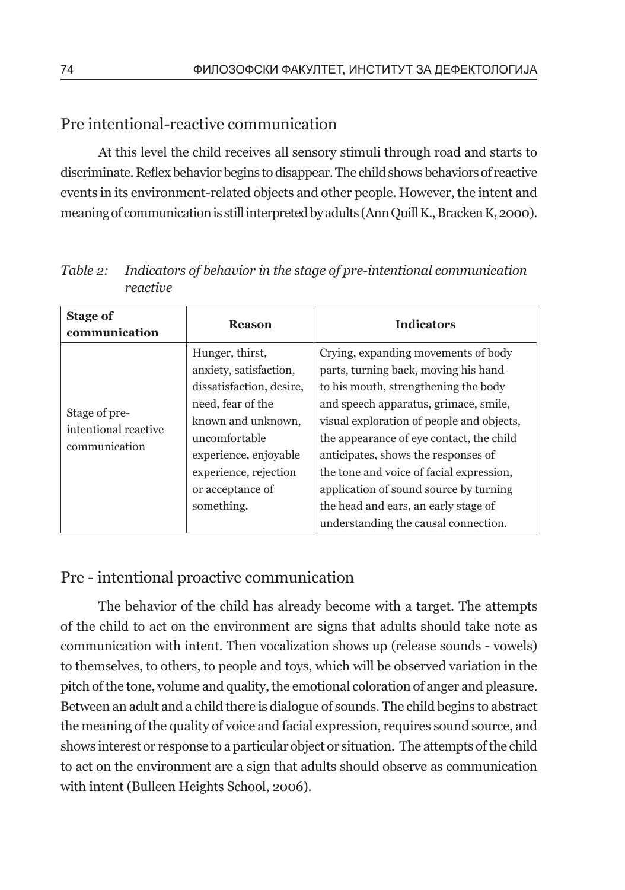## Pre intentional-reactive communication

At this level the child receives all sensory stimuli through road and starts to discriminate. Reflex behavior begins to disappear. The child shows behaviors of reactive events in its environment-related objects and other people. However, the intent and meaning of communication is still interpreted by adults (Ann Quill K., Bracken K, 2000).

*Table 2: Indicators of behavior in the stage of pre-intentional communication reactive*

| Stage of communication | Reason | Indicators |
|---|---|---|
| Stage of pre-intentional reactive communication | Hunger, thirst, anxiety, satisfaction, dissatisfaction, desire, need, fear of the known and unknown, uncomfortable experience, enjoyable experience, rejection or acceptance of something. | Crying, expanding movements of body parts, turning back, moving his hand to his mouth, strengthening the body and speech apparatus, grimace, smile, visual exploration of people and objects, the appearance of eye contact, the child anticipates, shows the responses of the tone and voice of facial expression, application of sound source by turning the head and ears, an early stage of understanding the causal connection. |

## Pre - intentional proactive communication

The behavior of the child has already become with a target. The attempts of the child to act on the environment are signs that adults should take note as communication with intent. Then vocalization shows up (release sounds - vowels) to themselves, to others, to people and toys, which will be observed variation in the pitch of the tone, volume and quality, the emotional coloration of anger and pleasure. Between an adult and a child there is dialogue of sounds. The child begins to abstract the meaning of the quality of voice and facial expression, requires sound source, and shows interest or response to a particular object or situation. The attempts of the child to act on the environment are a sign that adults should observe as communication with intent (Bulleen Heights School, 2006).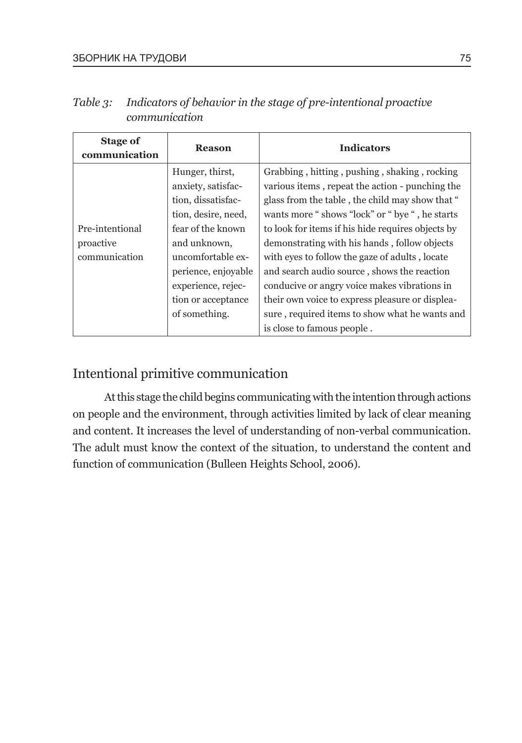*Table 3: Indicators of behavior in the stage of pre-intentional proactive communication*

| Stage of communication | Reason | Indicators |
|---|---|---|
| Pre-intentional proactive communication | Hunger, thirst, anxiety, satisfaction, dissatisfaction, desire, need, fear of the known and unknown, uncomfortable experience, enjoyable experience, rejection or acceptance of something. | Grabbing , hitting , pushing , shaking , rocking various items , repeat the action - punching the glass from the table , the child may show that " wants more " shows "lock" or " bye " , he starts to look for items if his hide requires objects by demonstrating with his hands , follow objects with eyes to follow the gaze of adults , locate and search audio source , shows the reaction conducive or angry voice makes vibrations in their own voice to express pleasure or displeasure , required items to show what he wants and is close to famous people . |

## Intentional primitive communication

At this stage the child begins communicating with the intention through actions on people and the environment, through activities limited by lack of clear meaning and content. It increases the level of understanding of non-verbal communication. The adult must know the context of the situation, to understand the content and function of communication (Bulleen Heights School, 2006).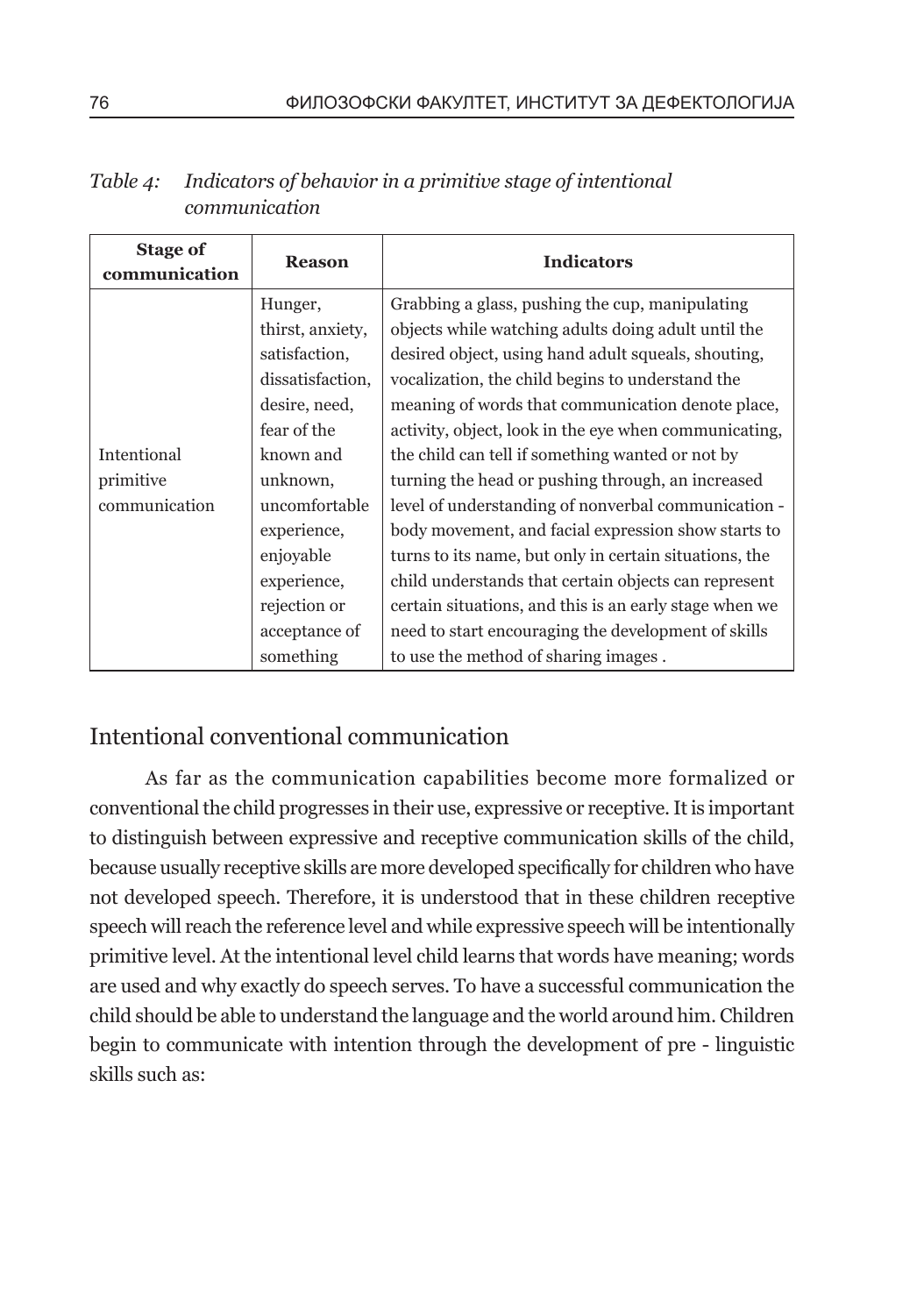*Table 4: Indicators of behavior in a primitive stage of intentional communication*

| Stage of communication | Reason | Indicators |
|---|---|---|
| Intentional primitive communication | Hunger, thirst, anxiety, satisfaction, dissatisfaction, desire, need, fear of the known and unknown, uncomfortable experience, enjoyable experience, rejection or acceptance of something | Grabbing a glass, pushing the cup, manipulating objects while watching adults doing adult until the desired object, using hand adult squeals, shouting, vocalization, the child begins to understand the meaning of words that communication denote place, activity, object, look in the eye when communicating, the child can tell if something wanted or not by turning the head or pushing through, an increased level of understanding of nonverbal communication - body movement, and facial expression show starts to turns to its name, but only in certain situations, the child understands that certain objects can represent certain situations, and this is an early stage when we need to start encouraging the development of skills to use the method of sharing images . |

## Intentional conventional communication

As far as the communication capabilities become more formalized or conventional the child progresses in their use, expressive or receptive. It is important to distinguish between expressive and receptive communication skills of the child, because usually receptive skills are more developed specifically for children who have not developed speech. Therefore, it is understood that in these children receptive speech will reach the reference level and while expressive speech will be intentionally primitive level. At the intentional level child learns that words have meaning; words are used and why exactly do speech serves. To have a successful communication the child should be able to understand the language and the world around him. Children begin to communicate with intention through the development of pre - linguistic skills such as: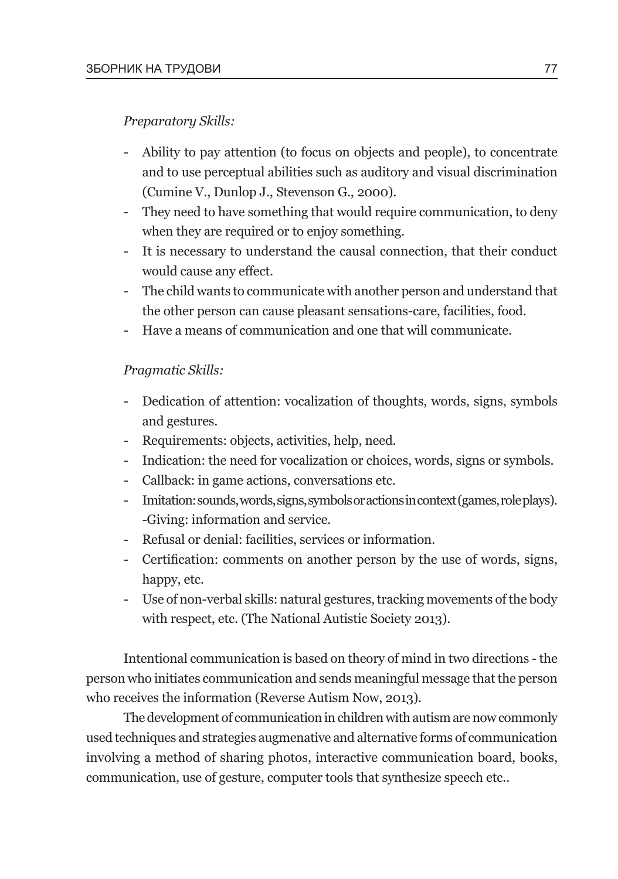*Preparatory Skills:*

- Ability to pay attention (to focus on objects and people), to concentrate and to use perceptual abilities such as auditory and visual discrimination (Cumine V., Dunlop J., Stevenson G., 2000).
- They need to have something that would require communication, to deny when they are required or to enjoy something.
- It is necessary to understand the causal connection, that their conduct would cause any effect.
- The child wants to communicate with another person and understand that the other person can cause pleasant sensations-care, facilities, food.
- Have a means of communication and one that will communicate.

*Pragmatic Skills:*

- Dedication of attention: vocalization of thoughts, words, signs, symbols and gestures.
- Requirements: objects, activities, help, need.
- Indication: the need for vocalization or choices, words, signs or symbols.
- Callback: in game actions, conversations etc.
- Imitation: sounds, words, signs, symbols or actions in context (games, role plays). -Giving: information and service.
- Refusal or denial: facilities, services or information.
- Certification: comments on another person by the use of words, signs, happy, etc.
- Use of non-verbal skills: natural gestures, tracking movements of the body with respect, etc. (The National Autistic Society 2013).

Intentional communication is based on theory of mind in two directions - the person who initiates communication and sends meaningful message that the person who receives the information (Reverse Autism Now, 2013).

The development of communication in children with autism are now commonly used techniques and strategies augmenative and alternative forms of communication involving a method of sharing photos, interactive communication board, books, communication, use of gesture, computer tools that synthesize speech etc..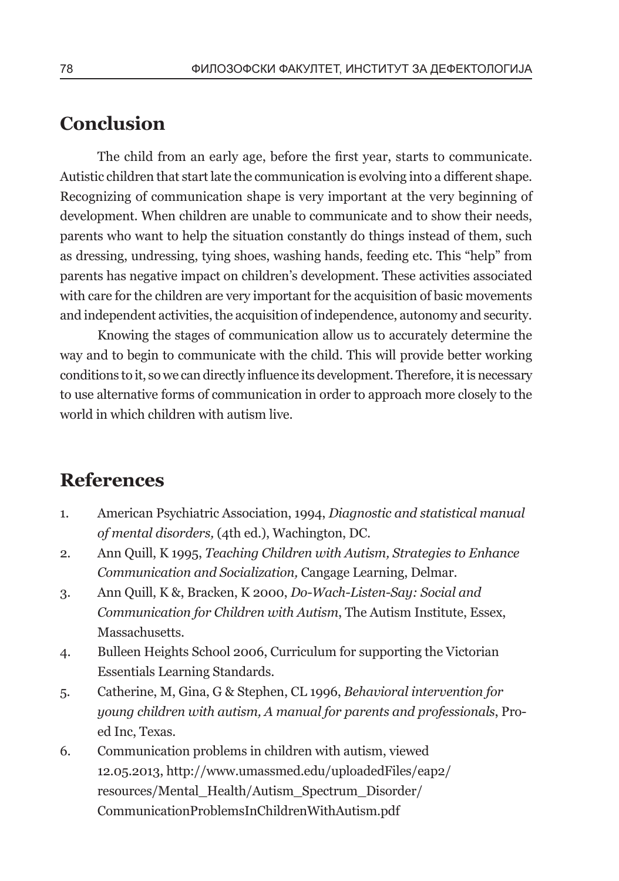## Conclusion

The child from an early age, before the first year, starts to communicate. Autistic children that start late the communication is evolving into a different shape. Recognizing of communication shape is very important at the very beginning of development. When children are unable to communicate and to show their needs, parents who want to help the situation constantly do things instead of them, such as dressing, undressing, tying shoes, washing hands, feeding etc. This "help" from parents has negative impact on children's development. These activities associated with care for the children are very important for the acquisition of basic movements and independent activities, the acquisition of independence, autonomy and security.

Knowing the stages of communication allow us to accurately determine the way and to begin to communicate with the child. This will provide better working conditions to it, so we can directly influence its development. Therefore, it is necessary to use alternative forms of communication in order to approach more closely to the world in which children with autism live.

## References

1. American Psychiatric Association, 1994, *Diagnostic and statistical manual of mental disorders,* (4th ed.), Wachington, DC.
2. Ann Quill, K 1995, *Teaching Children with Autism, Strategies to Enhance Communication and Socialization,* Cangage Learning, Delmar.
3. Ann Quill, K &, Bracken, K 2000, *Do-Wach-Listen-Say: Social and Communication for Children with Autism*, The Autism Institute, Essex, Massachusetts.
4. Bulleen Heights School 2006, Curriculum for supporting the Victorian Essentials Learning Standards.
5. Catherine, M, Gina, G & Stephen, CL 1996, *Behavioral intervention for young children with autism, A manual for parents and professionals*, Pro-ed Inc, Texas.
6. Communication problems in children with autism, viewed 12.05.2013, http://www.umassmed.edu/uploadedFiles/eap2/resources/Mental_Health/Autism_Spectrum_Disorder/CommunicationProblemsInChildrenWithAutism.pdf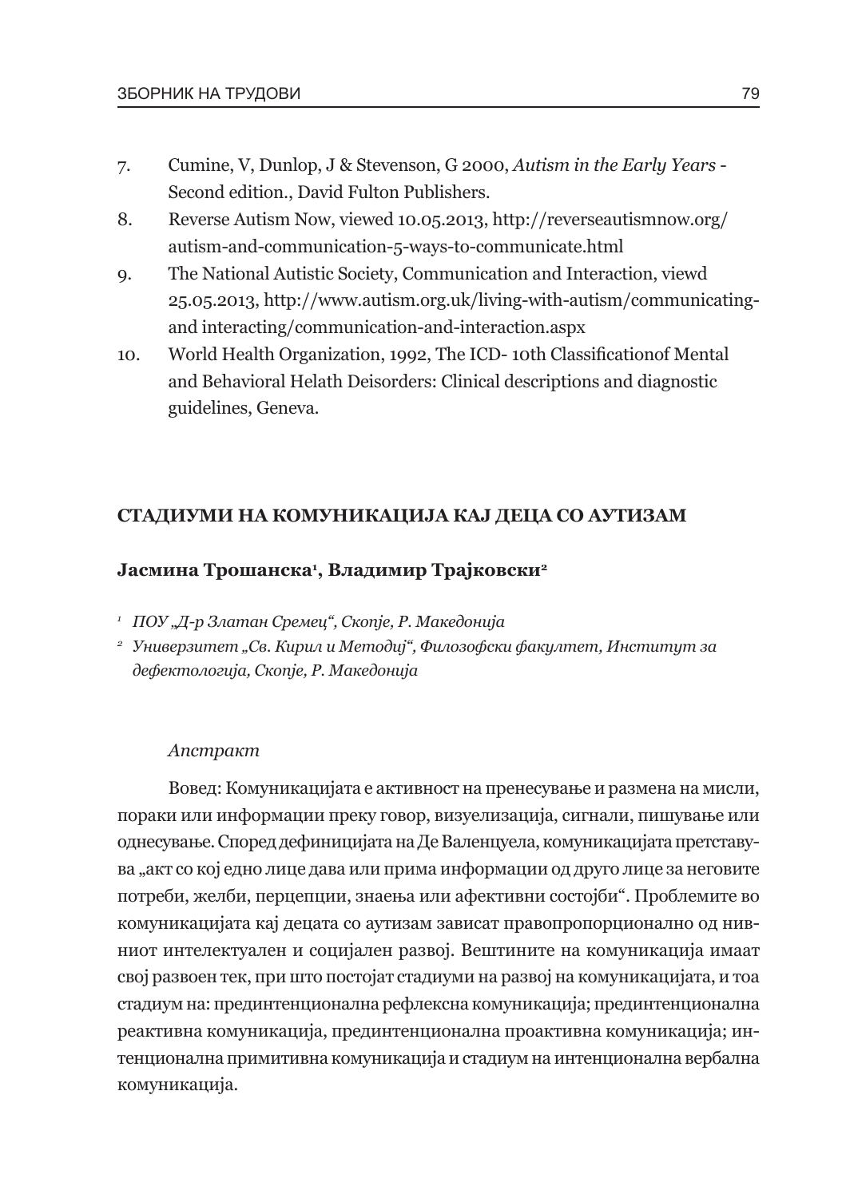7. Cumine, V, Dunlop, J & Stevenson, G 2000, *Autism in the Early Years* - Second edition., David Fulton Publishers.
8. Reverse Autism Now, viewed 10.05.2013, http://reverseautismnow.org/autism-and-communication-5-ways-to-communicate.html
9. The National Autistic Society, Communication and Interaction, viewd 25.05.2013, http://www.autism.org.uk/living-with-autism/communicating-and interacting/communication-and-interaction.aspx
10. World Health Organization, 1992, The ICD- 10th Classificationof Mental and Behavioral Helath Deisorders: Clinical descriptions and diagnostic guidelines, Geneva.

## СТАДИУМИ НА КОМУНИКАЦИЈА КАЈ ДЕЦА СО АУТИЗАМ

**Јасмина Трошанска[1], Владимир Трајковски[2]**

[1] *ПОУ „Д-р Златан Сремец", Скопје, Р. Македонија*

[2] *Универзитет „Св. Кирил и Методиј", Филозофски факултет, Институт за дефектологија, Скопје, Р. Македонија*

*Апстракт*

Вовед: Комуникацијата е активност на пренесување и размена на мисли, пораки или информации преку говор, визуелизација, сигнали, пишување или однесување. Според дефиницијата на Де Валенцуела, комуникацијата претставува „акт со кој едно лице дава или прима информации од друго лице за неговите потреби, желби, перцепции, знаења или афективни состојби". Проблемите во комуникацијата кај децата со аутизам зависат правопропорционално од нивниот интелектуален и социјален развој. Вештините на комуникација имаат свој развоен тек, при што постојат стадиуми на развој на комуникацијата, и тоа стадиум на: прединтенционална рефлексна комуникација; прединтенционална реактивна комуникација, прединтенционална проактивна комуникација; интенционална примитивна комуникација и стадиум на интенционална вербална комуникација.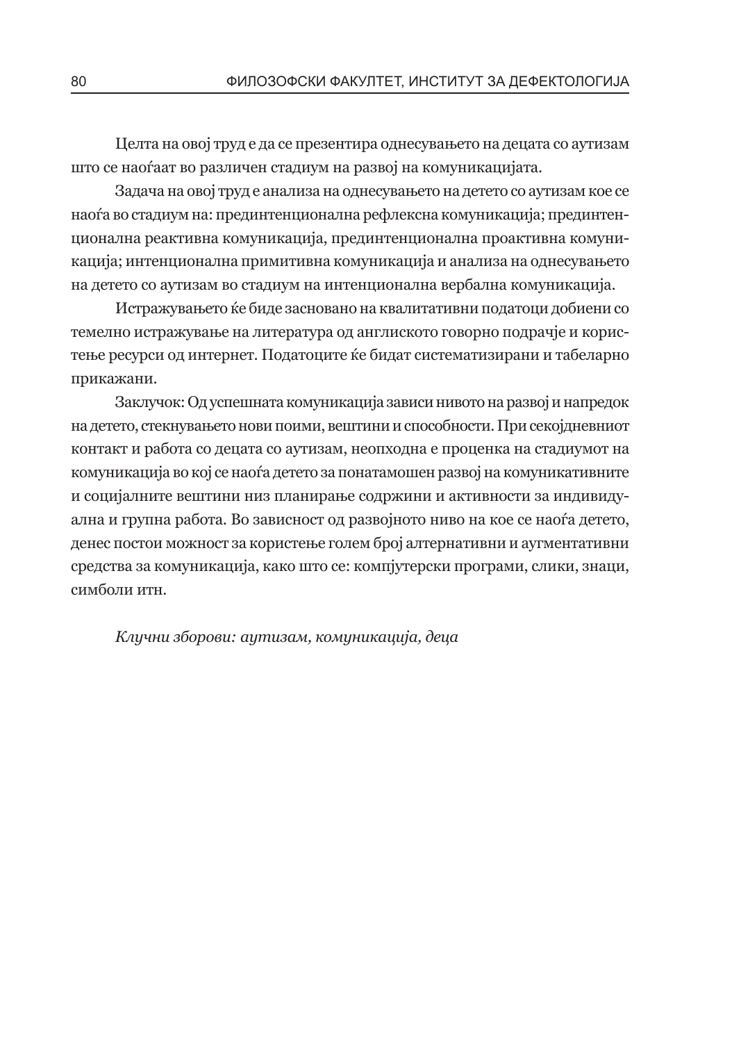Целта на овој труд е да се презентира однесувањето на децата со аутизам што се наоѓаат во различен стадиум на развој на комуникацијата.

Задача на овој труд е анализа на однесувањето на детето со аутизам кое се наоѓа во стадиум на: прединтенционална рефлексна комуникација; прединтенционална реактивна комуникација, прединтенционална проактивна комуникација; интенционална примитивна комуникација и анализа на однесувањето на детето со аутизам во стадиум на интенционална вербална комуникација.

Истражувањето ќе биде засновано на квалитативни податоци добиени со темелно истражување на литература од англиското говорно подрачје и користење ресурси од интернет. Податоците ќе бидат систематизирани и табеларно прикажани.

Заклучок: Од успешната комуникација зависи нивото на развој и напредок на детето, стекнувањето нови поими, вештини и способности. При секојдневниот контакт и работа со децата со аутизам, неопходна е проценка на стадиумот на комуникација во кој се наоѓа детето за понатамошен развој на комуникативните и социјалните вештини низ планирање содржини и активности за индивидуална и групна работа. Во зависност од развојното ниво на кое се наоѓа детето, денес постои можност за користење голем број алтернативни и аугментативни средства за комуникација, како што се: компјутерски програми, слики, знаци, симболи итн.

*Клучни зборови: аутизам, комуникација, деца*